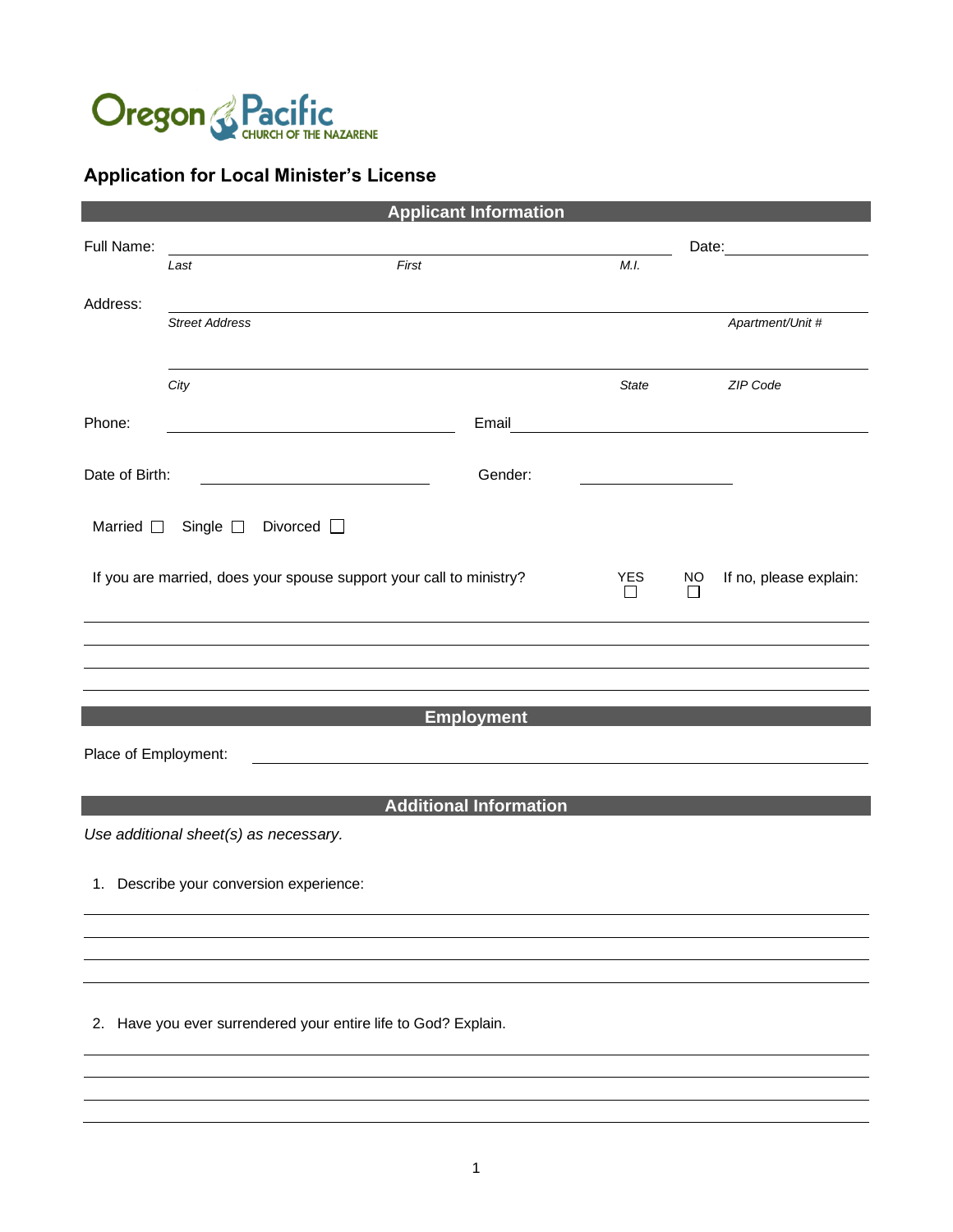Oregon Pacific CHURCH OF THE NAZARENE

# Application for Local Minister's License

## Applicant Information

Full Name: ______________________________________________ Date: ______________

*Last* *First* *M.I.*

Address: ______________________________________________

*Street Address* *Apartment/Unit #*

______________________________________________

*City* *State* *ZIP Code*

Phone: ______________________ Email ______________________

Date of Birth: ______________________ Gender: ______________

Married ☐ Single ☐ Divorced ☐

If you are married, does your spouse support your call to ministry? YES ☐ NO ☐ If no, please explain:

______________________________________________

______________________________________________

______________________________________________

______________________________________________

## Employment

Place of Employment: ______________________________________________

## Additional Information

*Use additional sheet(s) as necessary.*

1. Describe your conversion experience:

______________________________________________

______________________________________________

______________________________________________

______________________________________________

2. Have you ever surrendered your entire life to God? Explain.

______________________________________________

______________________________________________

______________________________________________

______________________________________________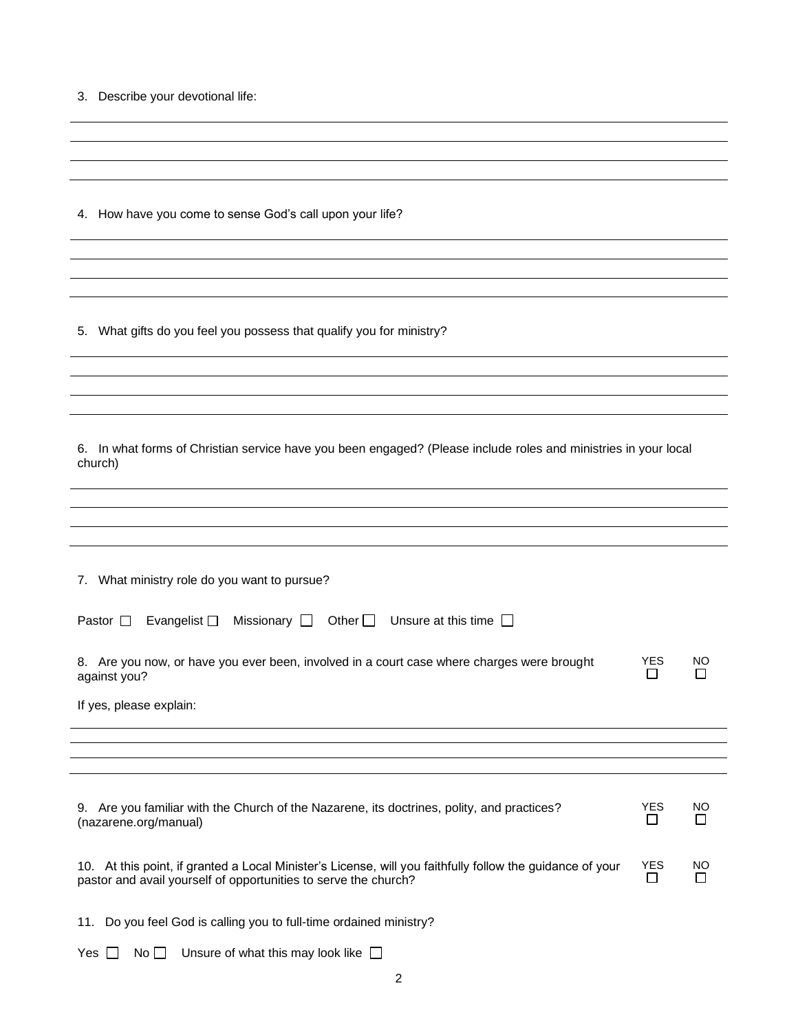3. Describe your devotional life:

4. How have you come to sense God's call upon your life?

5. What gifts do you feel you possess that qualify you for ministry?

6. In what forms of Christian service have you been engaged? (Please include roles and ministries in your local church)

7. What ministry role do you want to pursue?

Pastor ☐ Evangelist ☐ Missionary ☐ Other ☐ Unsure at this time ☐

8. Are you now, or have you ever been, involved in a court case where charges were brought against you? YES ☐ NO ☐

If yes, please explain:

9. Are you familiar with the Church of the Nazarene, its doctrines, polity, and practices? (nazarene.org/manual) YES ☐ NO ☐

10. At this point, if granted a Local Minister's License, will you faithfully follow the guidance of your pastor and avail yourself of opportunities to serve the church? YES ☐ NO ☐

11. Do you feel God is calling you to full-time ordained ministry?

Yes ☐ No ☐ Unsure of what this may look like ☐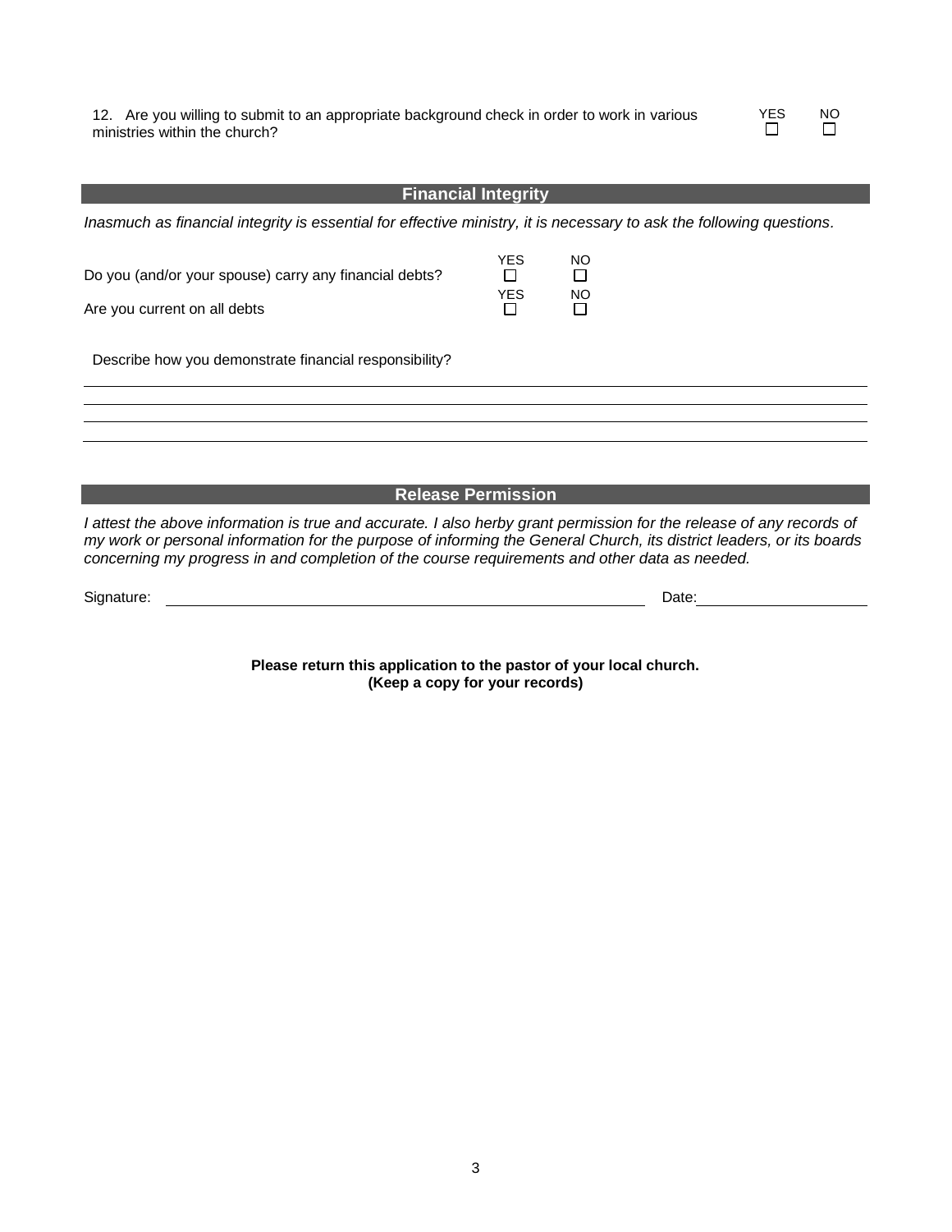12. Are you willing to submit to an appropriate background check in order to work in various ministries within the church?

YES ☐ NO ☐

## Financial Integrity

*Inasmuch as financial integrity is essential for effective ministry, it is necessary to ask the following questions.*

| | YES | NO |
|---|---|---|
| Do you (and/or your spouse) carry any financial debts? | ☐ | ☐ |
| Are you current on all debts | ☐ | ☐ |

Describe how you demonstrate financial responsibility?

______________________________________________________________________

______________________________________________________________________

______________________________________________________________________

______________________________________________________________________

## Release Permission

*I attest the above information is true and accurate. I also herby grant permission for the release of any records of my work or personal information for the purpose of informing the General Church, its district leaders, or its boards concerning my progress in and completion of the course requirements and other data as needed.*

Signature: ______________________________________________ Date: ________________

**Please return this application to the pastor of your local church.**
**(Keep a copy for your records)**